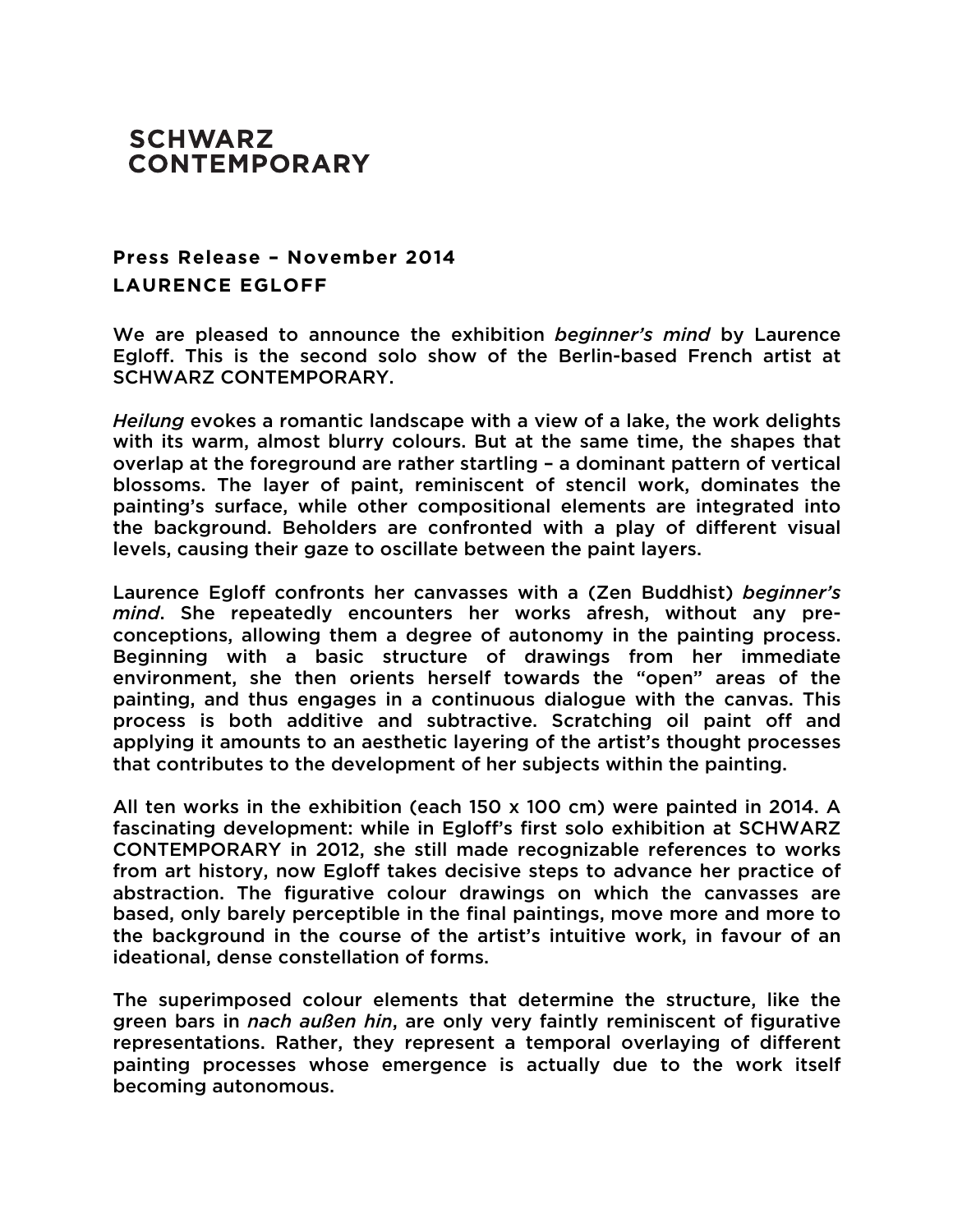# SCHWARZ CONTEMPORARY

**Press Release – November 2014**

**LAURENCE EGLOFF**

We are pleased to announce the exhibition *beginner's mind* by Laurence Egloff. This is the second solo show of the Berlin-based French artist at SCHWARZ CONTEMPORARY.

*Heilung* evokes a romantic landscape with a view of a lake, the work delights with its warm, almost blurry colours. But at the same time, the shapes that overlap at the foreground are rather startling – a dominant pattern of vertical blossoms. The layer of paint, reminiscent of stencil work, dominates the painting's surface, while other compositional elements are integrated into the background. Beholders are confronted with a play of different visual levels, causing their gaze to oscillate between the paint layers.

Laurence Egloff confronts her canvasses with a (Zen Buddhist) *beginner's mind*. She repeatedly encounters her works afresh, without any pre-conceptions, allowing them a degree of autonomy in the painting process. Beginning with a basic structure of drawings from her immediate environment, she then orients herself towards the "open" areas of the painting, and thus engages in a continuous dialogue with the canvas. This process is both additive and subtractive. Scratching oil paint off and applying it amounts to an aesthetic layering of the artist's thought processes that contributes to the development of her subjects within the painting.

All ten works in the exhibition (each 150 x 100 cm) were painted in 2014. A fascinating development: while in Egloff's first solo exhibition at SCHWARZ CONTEMPORARY in 2012, she still made recognizable references to works from art history, now Egloff takes decisive steps to advance her practice of abstraction. The figurative colour drawings on which the canvasses are based, only barely perceptible in the final paintings, move more and more to the background in the course of the artist's intuitive work, in favour of an ideational, dense constellation of forms.

The superimposed colour elements that determine the structure, like the green bars in *nach außen hin*, are only very faintly reminiscent of figurative representations. Rather, they represent a temporal overlaying of different painting processes whose emergence is actually due to the work itself becoming autonomous.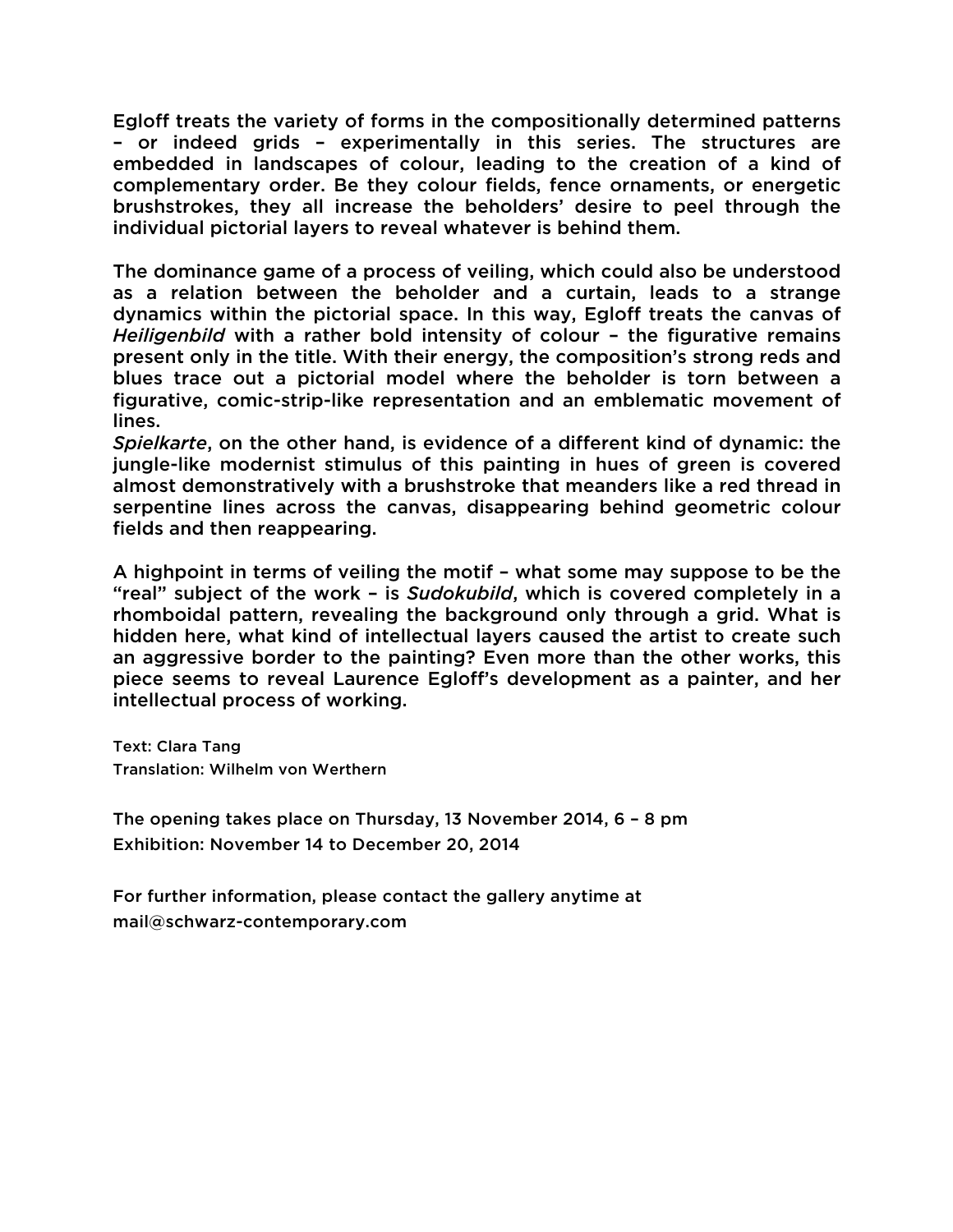Egloff treats the variety of forms in the compositionally determined patterns – or indeed grids – experimentally in this series. The structures are embedded in landscapes of colour, leading to the creation of a kind of complementary order. Be they colour fields, fence ornaments, or energetic brushstrokes, they all increase the beholders' desire to peel through the individual pictorial layers to reveal whatever is behind them.

The dominance game of a process of veiling, which could also be understood as a relation between the beholder and a curtain, leads to a strange dynamics within the pictorial space. In this way, Egloff treats the canvas of *Heiligenbild* with a rather bold intensity of colour – the figurative remains present only in the title. With their energy, the composition's strong reds and blues trace out a pictorial model where the beholder is torn between a figurative, comic-strip-like representation and an emblematic movement of lines.
*Spielkarte*, on the other hand, is evidence of a different kind of dynamic: the jungle-like modernist stimulus of this painting in hues of green is covered almost demonstratively with a brushstroke that meanders like a red thread in serpentine lines across the canvas, disappearing behind geometric colour fields and then reappearing.

A highpoint in terms of veiling the motif – what some may suppose to be the "real" subject of the work – is *Sudokubild*, which is covered completely in a rhomboidal pattern, revealing the background only through a grid. What is hidden here, what kind of intellectual layers caused the artist to create such an aggressive border to the painting? Even more than the other works, this piece seems to reveal Laurence Egloff's development as a painter, and her intellectual process of working.

Text: Clara Tang
Translation: Wilhelm von Werthern

The opening takes place on Thursday, 13 November 2014, 6 – 8 pm
Exhibition: November 14 to December 20, 2014

For further information, please contact the gallery anytime at
mail@schwarz-contemporary.com